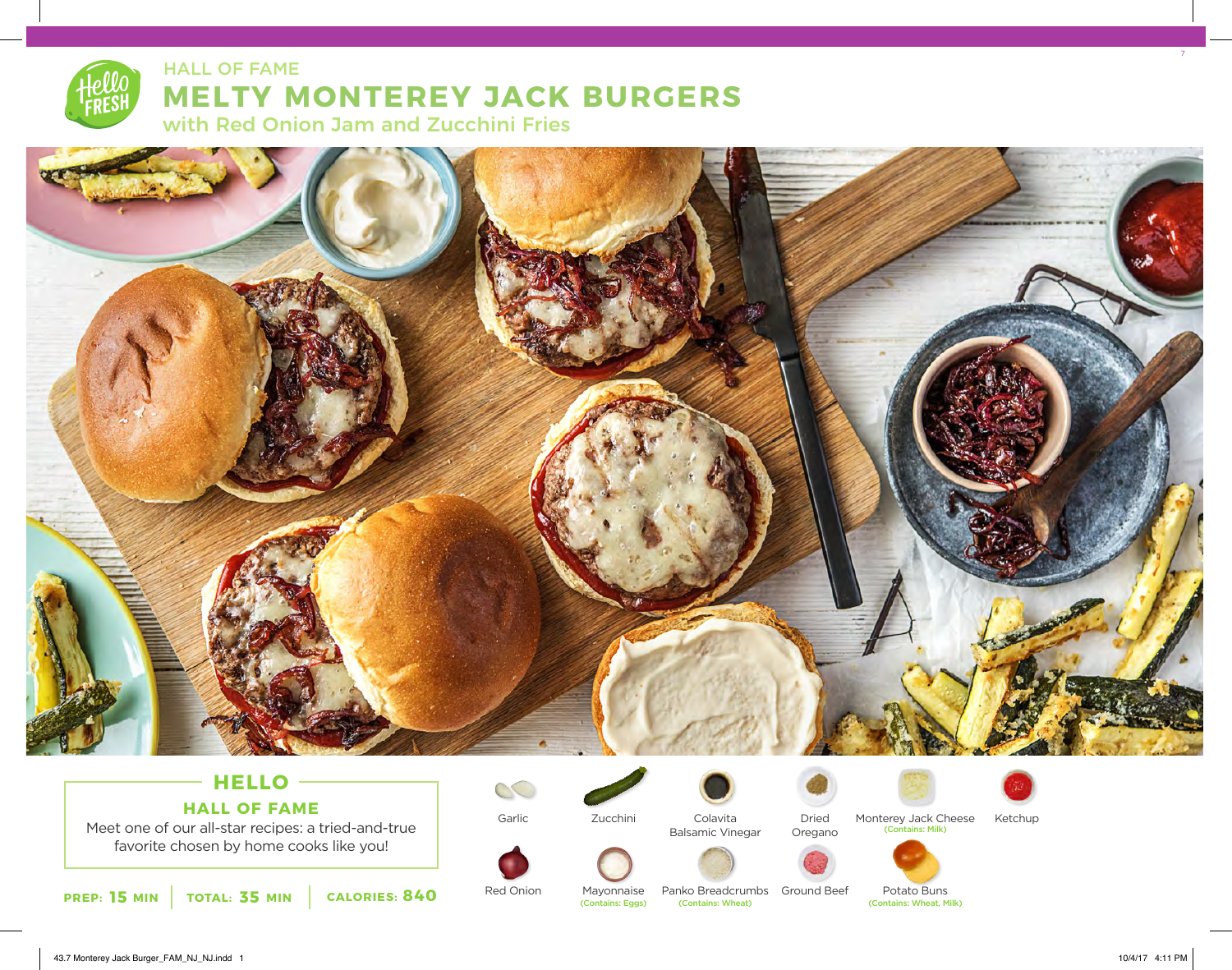HALL OF FAME

# MELTY MONTEREY JACK BURGERS

## with Red Onion Jam and Zucchini Fries

### HELLO

**HALL OF FAME**

Meet one of our all-star recipes: a tried-and-true favorite chosen by home cooks like you!

**PREP: 15 MIN** | **TOTAL: 35 MIN** | **CALORIES: 840**

- Garlic
- Zucchini
- Colavita Balsamic Vinegar
- Dried Oregano
- Monterey Jack Cheese (Contains: Milk)
- Ketchup
- Red Onion
- Mayonnaise (Contains: Eggs)
- Panko Breadcrumbs (Contains: Wheat)
- Ground Beef
- Potato Buns (Contains: Wheat, Milk)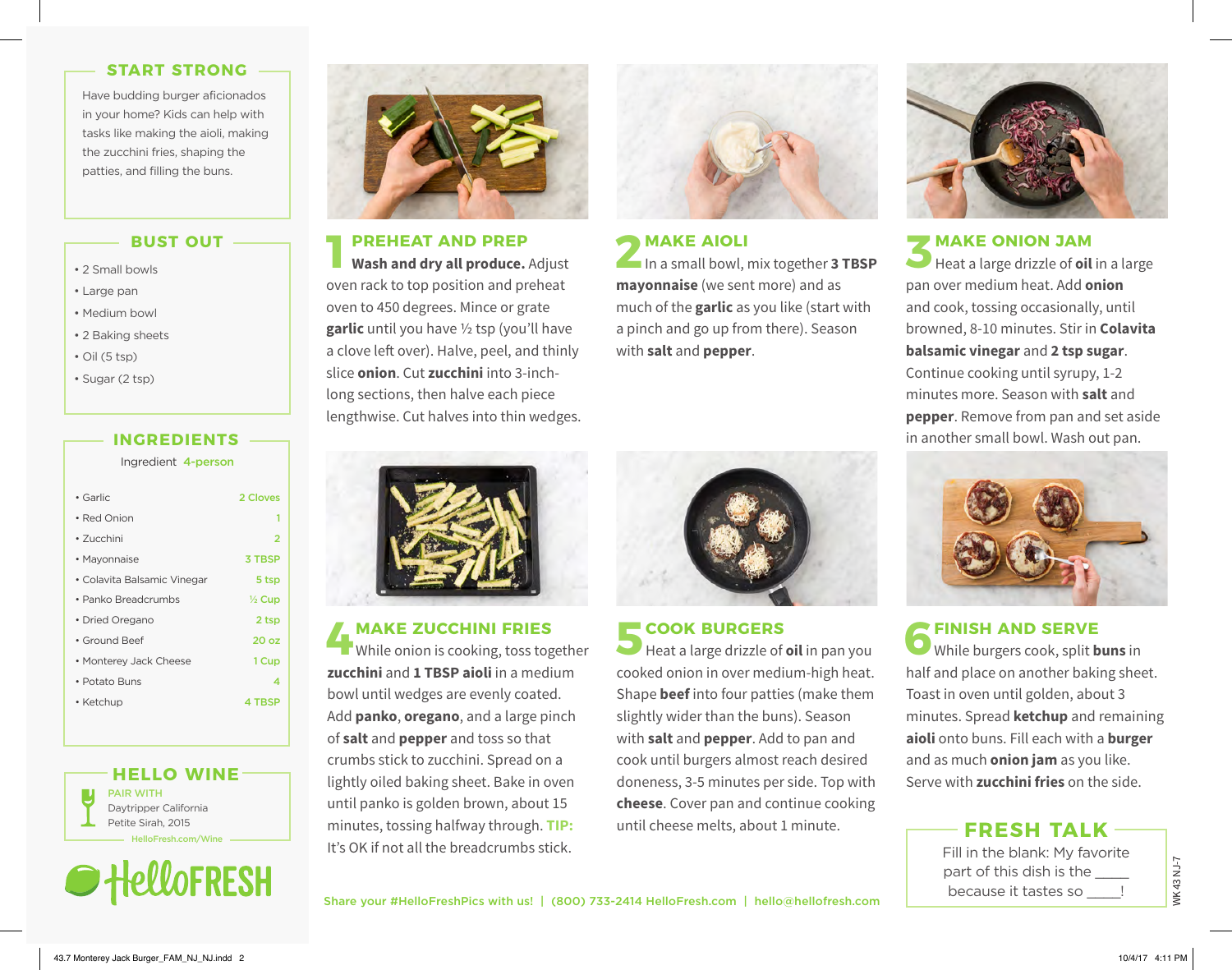## START STRONG

Have budding burger aficionados in your home? Kids can help with tasks like making the aioli, making the zucchini fries, shaping the patties, and filling the buns.

## BUST OUT

- 2 Small bowls
- Large pan
- Medium bowl
- 2 Baking sheets
- Oil (5 tsp)
- Sugar (2 tsp)

## INGREDIENTS

| Ingredient | 4-person |
|---|---|
| • Garlic | 2 Cloves |
| • Red Onion | 1 |
| • Zucchini | 2 |
| • Mayonnaise | 3 TBSP |
| • Colavita Balsamic Vinegar | 5 tsp |
| • Panko Breadcrumbs | ½ Cup |
| • Dried Oregano | 2 tsp |
| • Ground Beef | 20 oz |
| • Monterey Jack Cheese | 1 Cup |
| • Potato Buns | 4 |
| • Ketchup | 4 TBSP |

## HELLO WINE

PAIR WITH
Daytripper California Petite Sirah, 2015
HelloFresh.com/Wine

HelloFRESH

## 1 PREHEAT AND PREP

**Wash and dry all produce.** Adjust oven rack to top position and preheat oven to 450 degrees. Mince or grate **garlic** until you have ½ tsp (you'll have a clove left over). Halve, peel, and thinly slice **onion**. Cut **zucchini** into 3-inch-long sections, then halve each piece lengthwise. Cut halves into thin wedges.

## 2 MAKE AIOLI

In a small bowl, mix together **3 TBSP mayonnaise** (we sent more) and as much of the **garlic** as you like (start with a pinch and go up from there). Season with **salt** and **pepper**.

## 3 MAKE ONION JAM

Heat a large drizzle of **oil** in a large pan over medium heat. Add **onion** and cook, tossing occasionally, until browned, 8-10 minutes. Stir in **Colavita balsamic vinegar** and **2 tsp sugar**. Continue cooking until syrupy, 1-2 minutes more. Season with **salt** and **pepper**. Remove from pan and set aside in another small bowl. Wash out pan.

## 4 MAKE ZUCCHINI FRIES

While onion is cooking, toss together **zucchini** and **1 TBSP aioli** in a medium bowl until wedges are evenly coated. Add **panko**, **oregano**, and a large pinch of **salt** and **pepper** and toss so that crumbs stick to zucchini. Spread on a lightly oiled baking sheet. Bake in oven until panko is golden brown, about 15 minutes, tossing halfway through. TIP: It's OK if not all the breadcrumbs stick.

## 5 COOK BURGERS

Heat a large drizzle of **oil** in pan you cooked onion in over medium-high heat. Shape **beef** into four patties (make them slightly wider than the buns). Season with **salt** and **pepper**. Add to pan and cook until burgers almost reach desired doneness, 3-5 minutes per side. Top with **cheese**. Cover pan and continue cooking until cheese melts, about 1 minute.

## 6 FINISH AND SERVE

While burgers cook, split **buns** in half and place on another baking sheet. Toast in oven until golden, about 3 minutes. Spread **ketchup** and remaining **aioli** onto buns. Fill each with a **burger** and as much **onion jam** as you like. Serve with **zucchini fries** on the side.

## FRESH TALK

Fill in the blank: My favorite part of this dish is the ____ because it tastes so ____!

Share your #HelloFreshPics with us! | (800) 733-2414 HelloFresh.com | hello@hellofresh.com

WK 43 NJ-7